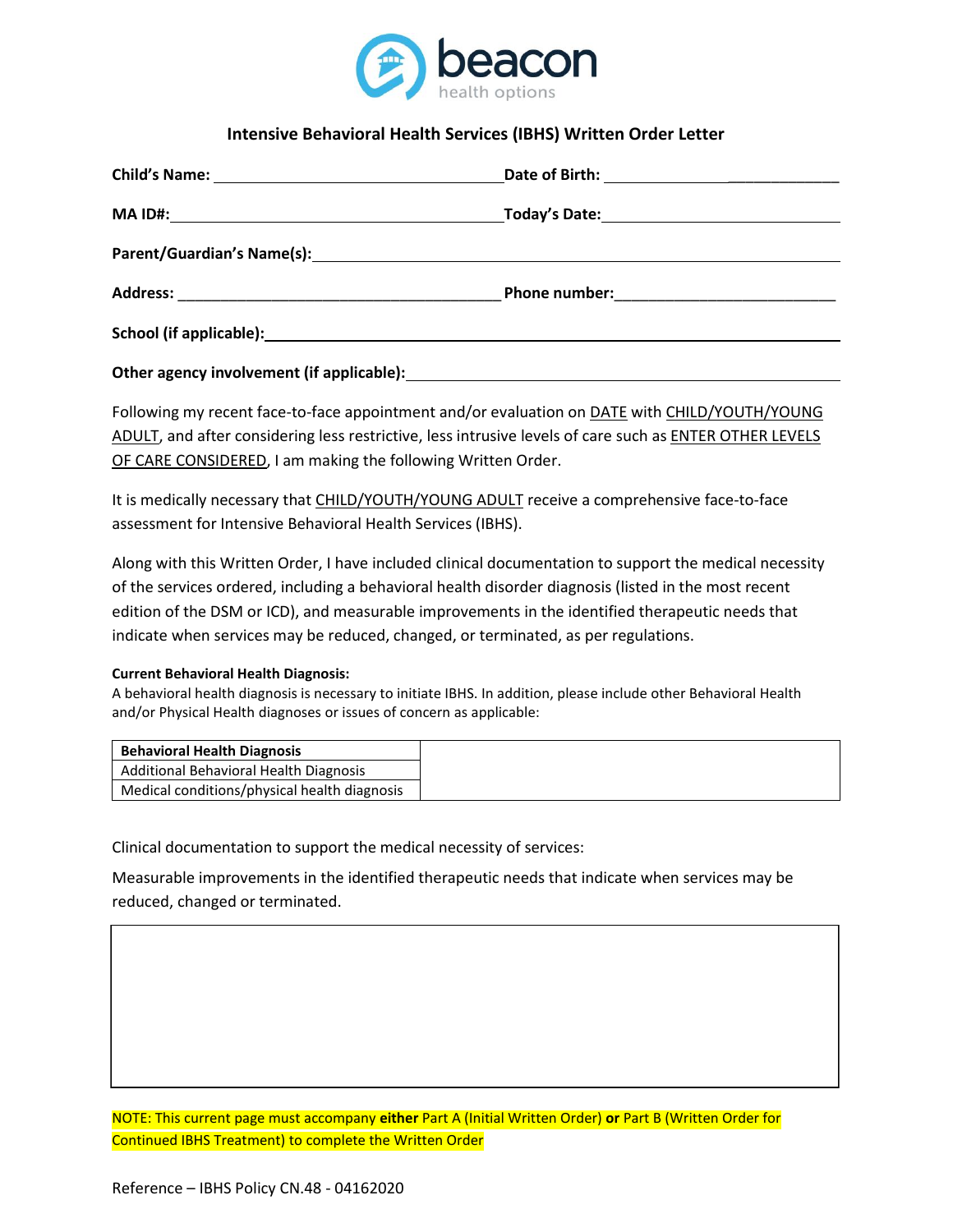beacon
health options

## Intensive Behavioral Health Services (IBHS) Written Order Letter

**Child's Name:** ________________________________ **Date of Birth:** ____________________________

**MA ID#:** ________________________________ **Today's Date:** ____________________________

**Parent/Guardian's Name(s):** ____________________________________________________________

**Address:** ______________________________________ **Phone number:** __________________________

**School (if applicable):** ____________________________________________________________

**Other agency involvement (if applicable):** ______________________________________________

Following my recent face-to-face appointment and/or evaluation on DATE with CHILD/YOUTH/YOUNG ADULT, and after considering less restrictive, less intrusive levels of care such as ENTER OTHER LEVELS OF CARE CONSIDERED, I am making the following Written Order.

It is medically necessary that CHILD/YOUTH/YOUNG ADULT receive a comprehensive face-to-face assessment for Intensive Behavioral Health Services (IBHS).

Along with this Written Order, I have included clinical documentation to support the medical necessity of the services ordered, including a behavioral health disorder diagnosis (listed in the most recent edition of the DSM or ICD), and measurable improvements in the identified therapeutic needs that indicate when services may be reduced, changed, or terminated, as per regulations.

**Current Behavioral Health Diagnosis:**
A behavioral health diagnosis is necessary to initiate IBHS. In addition, please include other Behavioral Health and/or Physical Health diagnoses or issues of concern as applicable:

| **Behavioral Health Diagnosis** | |
|---|---|
| Additional Behavioral Health Diagnosis | |
| Medical conditions/physical health diagnosis | |

Clinical documentation to support the medical necessity of services:

Measurable improvements in the identified therapeutic needs that indicate when services may be reduced, changed or terminated.

| |
|---|
| |

NOTE: This current page must accompany **either** Part A (Initial Written Order) **or** Part B (Written Order for Continued IBHS Treatment) to complete the Written Order

Reference – IBHS Policy CN.48 - 04162020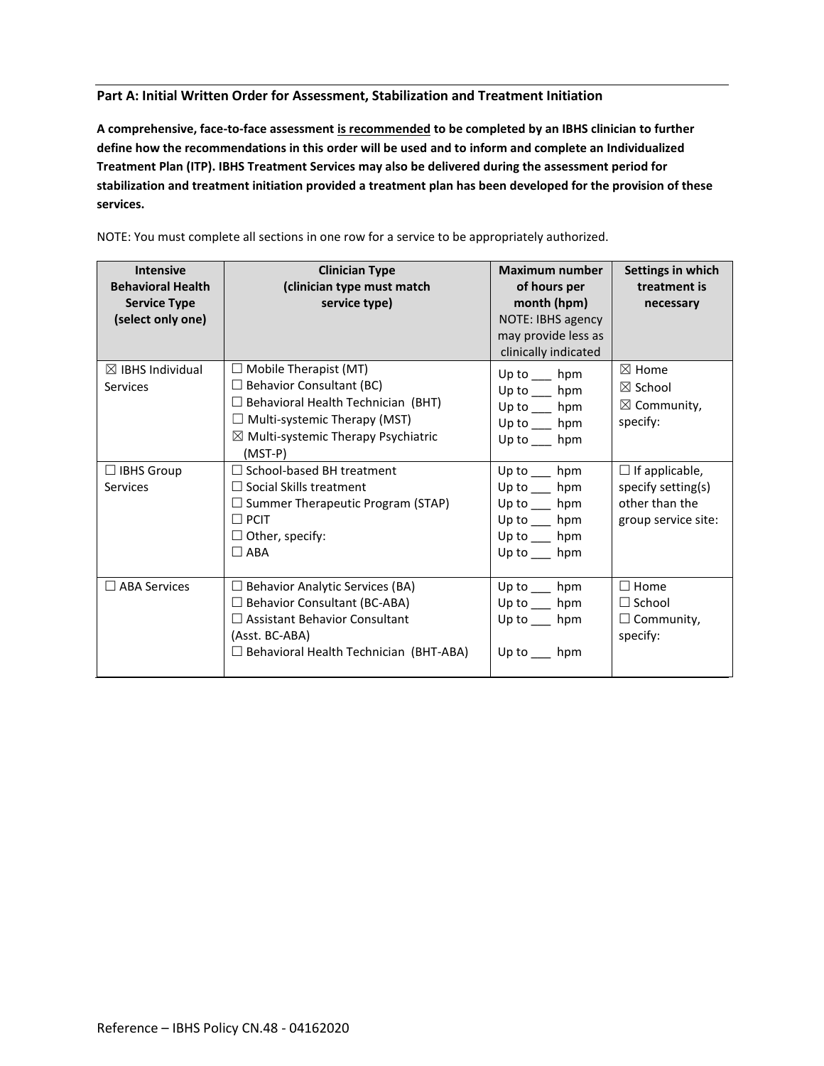## Part A: Initial Written Order for Assessment, Stabilization and Treatment Initiation

**A comprehensive, face-to-face assessment <u>is recommended</u> to be completed by an IBHS clinician to further define how the recommendations in this order will be used and to inform and complete an Individualized Treatment Plan (ITP). IBHS Treatment Services may also be delivered during the assessment period for stabilization and treatment initiation provided a treatment plan has been developed for the provision of these services.**

NOTE: You must complete all sections in one row for a service to be appropriately authorized.

| **Intensive Behavioral Health Service Type (select only one)** | **Clinician Type (clinician type must match service type)** | **Maximum number of hours per month (hpm)** NOTE: IBHS agency may provide less as clinically indicated | **Settings in which treatment is necessary** |
|---|---|---|---|
| ☒ IBHS Individual Services | ☐ Mobile Therapist (MT)<br>☐ Behavior Consultant (BC)<br>☐ Behavioral Health Technician (BHT)<br>☐ Multi-systemic Therapy (MST)<br>☒ Multi-systemic Therapy Psychiatric (MST-P) | Up to ___ hpm<br>Up to ___ hpm<br>Up to ___ hpm<br>Up to ___ hpm<br>Up to ___ hpm | ☒ Home<br>☒ School<br>☒ Community, specify: |
| ☐ IBHS Group Services | ☐ School-based BH treatment<br>☐ Social Skills treatment<br>☐ Summer Therapeutic Program (STAP)<br>☐ PCIT<br>☐ Other, specify:<br>☐ ABA | Up to ___ hpm<br>Up to ___ hpm<br>Up to ___ hpm<br>Up to ___ hpm<br>Up to ___ hpm<br>Up to ___ hpm | ☐ If applicable, specify setting(s) other than the group service site: |
| ☐ ABA Services | ☐ Behavior Analytic Services (BA)<br>☐ Behavior Consultant (BC-ABA)<br>☐ Assistant Behavior Consultant (Asst. BC-ABA)<br>☐ Behavioral Health Technician (BHT-ABA) | Up to ___ hpm<br>Up to ___ hpm<br>Up to ___ hpm<br>Up to ___ hpm | ☐ Home<br>☐ School<br>☐ Community, specify: |

Reference – IBHS Policy CN.48 - 04162020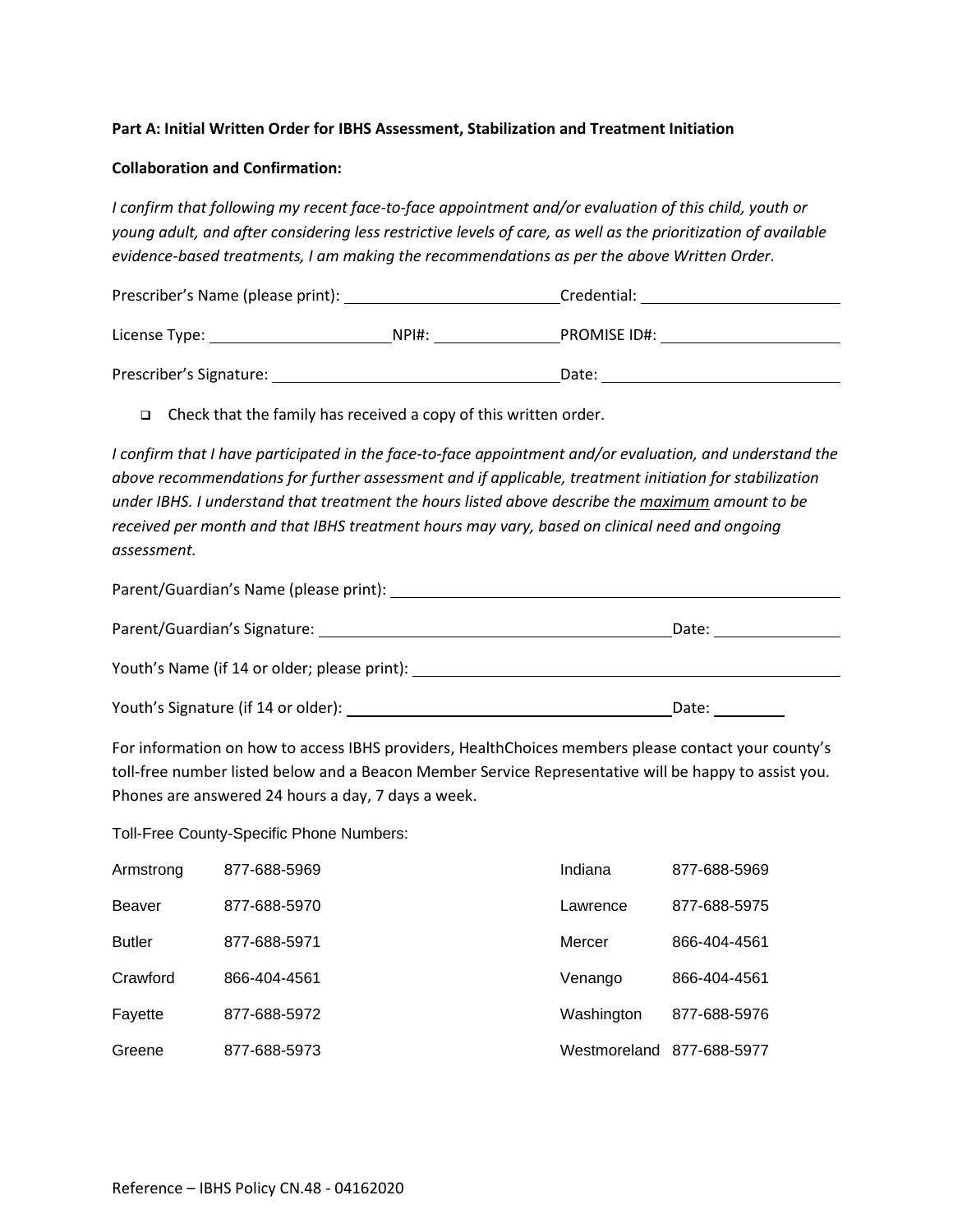**Part A: Initial Written Order for IBHS Assessment, Stabilization and Treatment Initiation**

**Collaboration and Confirmation:**

*I confirm that following my recent face-to-face appointment and/or evaluation of this child, youth or young adult, and after considering less restrictive levels of care, as well as the prioritization of available evidence-based treatments, I am making the recommendations as per the above Written Order.*

Prescriber's Name (please print): ________________________ Credential: ______________________

License Type: ____________________ NPI#: ______________ PROMISE ID#: ____________________

Prescriber's Signature: ________________________________ Date: ___________________________

- ☐ Check that the family has received a copy of this written order.

*I confirm that I have participated in the face-to-face appointment and/or evaluation, and understand the above recommendations for further assessment and if applicable, treatment initiation for stabilization under IBHS. I understand that treatment the hours listed above describe the* ***maximum*** *amount to be received per month and that IBHS treatment hours may vary, based on clinical need and ongoing assessment.*

Parent/Guardian's Name (please print): ________________________________________________

Parent/Guardian's Signature: ________________________________________ Date: ______________

Youth's Name (if 14 or older; please print): ___________________________________________

Youth's Signature (if 14 or older): _____________________________________ Date: ________

For information on how to access IBHS providers, HealthChoices members please contact your county's toll-free number listed below and a Beacon Member Service Representative will be happy to assist you. Phones are answered 24 hours a day, 7 days a week.

Toll-Free County-Specific Phone Numbers:

| County | Phone | County | Phone |
|---|---|---|---|
| Armstrong | 877-688-5969 | Indiana | 877-688-5969 |
| Beaver | 877-688-5970 | Lawrence | 877-688-5975 |
| Butler | 877-688-5971 | Mercer | 866-404-4561 |
| Crawford | 866-404-4561 | Venango | 866-404-4561 |
| Fayette | 877-688-5972 | Washington | 877-688-5976 |
| Greene | 877-688-5973 | Westmoreland | 877-688-5977 |

Reference – IBHS Policy CN.48 - 04162020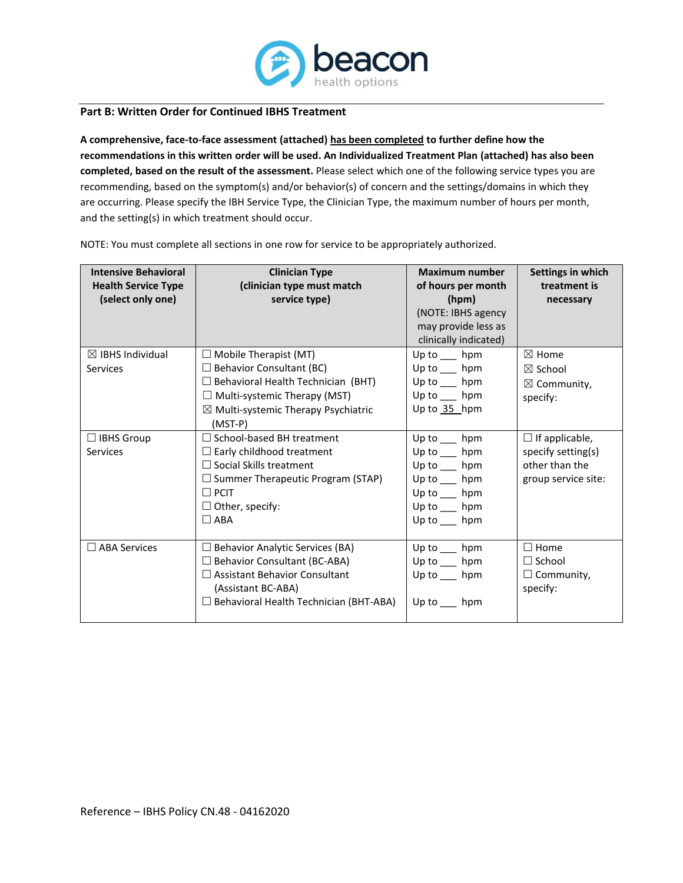## Part B: Written Order for Continued IBHS Treatment

**A comprehensive, face-to-face assessment (attached) has been completed to further define how the recommendations in this written order will be used. An Individualized Treatment Plan (attached) has also been completed, based on the result of the assessment.** Please select which one of the following service types you are recommending, based on the symptom(s) and/or behavior(s) of concern and the settings/domains in which they are occurring. Please specify the IBH Service Type, the Clinician Type, the maximum number of hours per month, and the setting(s) in which treatment should occur.

NOTE: You must complete all sections in one row for service to be appropriately authorized.

| **Intensive Behavioral Health Service Type (select only one)** | **Clinician Type (clinician type must match service type)** | **Maximum number of hours per month (hpm)** (NOTE: IBHS agency may provide less as clinically indicated) | **Settings in which treatment is necessary** |
|---|---|---|---|
| ☒ IBHS Individual Services | ☐ Mobile Therapist (MT)<br>☐ Behavior Consultant (BC)<br>☐ Behavioral Health Technician (BHT)<br>☐ Multi-systemic Therapy (MST)<br>☒ Multi-systemic Therapy Psychiatric (MST-P) | Up to ___ hpm<br>Up to ___ hpm<br>Up to ___ hpm<br>Up to ___ hpm<br>Up to 35 hpm | ☒ Home<br>☒ School<br>☒ Community, specify: |
| ☐ IBHS Group Services | ☐ School-based BH treatment<br>☐ Early childhood treatment<br>☐ Social Skills treatment<br>☐ Summer Therapeutic Program (STAP)<br>☐ PCIT<br>☐ Other, specify:<br>☐ ABA | Up to ___ hpm<br>Up to ___ hpm<br>Up to ___ hpm<br>Up to ___ hpm<br>Up to ___ hpm<br>Up to ___ hpm<br>Up to ___ hpm | ☐ If applicable, specify setting(s) other than the group service site: |
| ☐ ABA Services | ☐ Behavior Analytic Services (BA)<br>☐ Behavior Consultant (BC-ABA)<br>☐ Assistant Behavior Consultant (Assistant BC-ABA)<br>☐ Behavioral Health Technician (BHT-ABA) | Up to ___ hpm<br>Up to ___ hpm<br>Up to ___ hpm<br>Up to ___ hpm | ☐ Home<br>☐ School<br>☐ Community, specify: |

Reference – IBHS Policy CN.48 - 04162020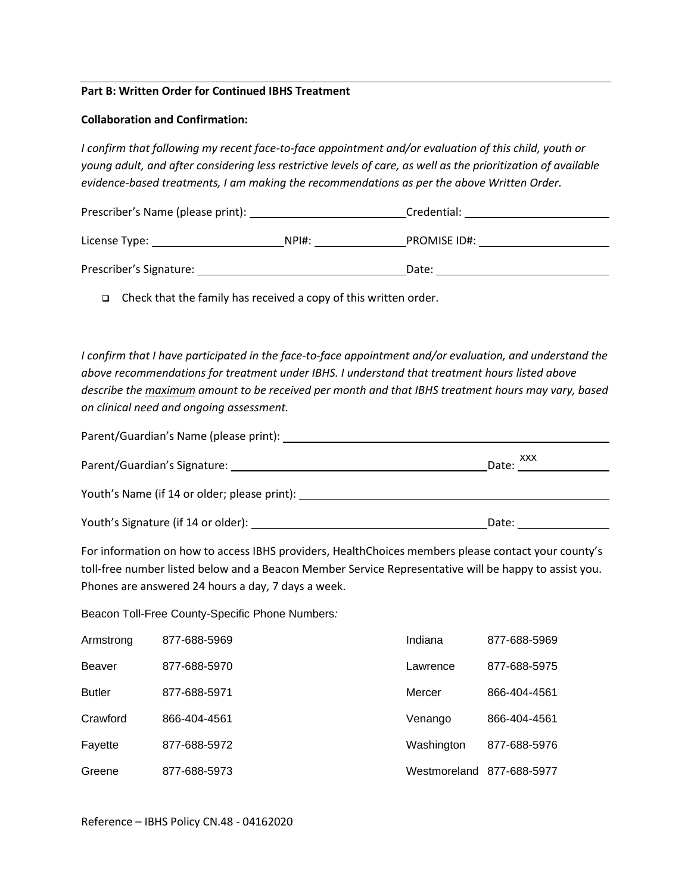**Part B: Written Order for Continued IBHS Treatment**

**Collaboration and Confirmation:**

*I confirm that following my recent face-to-face appointment and/or evaluation of this child, youth or young adult, and after considering less restrictive levels of care, as well as the prioritization of available evidence-based treatments, I am making the recommendations as per the above Written Order.*

Prescriber's Name (please print): \_\_\_\_\_\_\_\_\_\_\_\_\_\_\_\_\_\_\_\_ Credential: \_\_\_\_\_\_\_\_\_\_\_\_\_\_\_\_\_\_\_\_

License Type: \_\_\_\_\_\_\_\_\_\_\_\_\_\_\_\_\_\_\_\_ NPI#: \_\_\_\_\_\_\_\_\_\_\_\_\_\_\_ PROMISE ID#: \_\_\_\_\_\_\_\_\_\_\_\_\_\_\_\_\_\_\_\_

Prescriber's Signature: \_\_\_\_\_\_\_\_\_\_\_\_\_\_\_\_\_\_\_\_\_\_\_\_\_\_\_\_\_\_ Date: \_\_\_\_\_\_\_\_\_\_\_\_\_\_\_\_\_\_\_\_

- ☐ Check that the family has received a copy of this written order.

*I confirm that I have participated in the face-to-face appointment and/or evaluation, and understand the above recommendations for treatment under IBHS. I understand that treatment hours listed above describe the <u>maximum</u> amount to be received per month and that IBHS treatment hours may vary, based on clinical need and ongoing assessment.*

Parent/Guardian's Name (please print): \_\_\_\_\_\_\_\_\_\_\_\_\_\_\_\_\_\_\_\_\_\_\_\_\_\_\_\_\_\_\_\_\_\_\_\_\_\_\_\_

Parent/Guardian's Signature: \_\_\_\_\_\_\_\_\_\_\_\_\_\_\_\_\_\_\_\_\_\_\_\_\_\_\_\_\_\_\_\_\_\_\_\_ Date: XXX

Youth's Name (if 14 or older; please print): \_\_\_\_\_\_\_\_\_\_\_\_\_\_\_\_\_\_\_\_\_\_\_\_\_\_\_\_\_\_\_\_\_\_\_\_

Youth's Signature (if 14 or older): \_\_\_\_\_\_\_\_\_\_\_\_\_\_\_\_\_\_\_\_\_\_\_\_\_\_\_\_\_\_\_\_ Date: \_\_\_\_\_\_\_\_\_\_\_\_\_\_\_

For information on how to access IBHS providers, HealthChoices members please contact your county's toll-free number listed below and a Beacon Member Service Representative will be happy to assist you. Phones are answered 24 hours a day, 7 days a week.

Beacon Toll-Free County-Specific Phone Numbers:

| | | | |
|---|---|---|---|
| Armstrong | 877-688-5969 | Indiana | 877-688-5969 |
| Beaver | 877-688-5970 | Lawrence | 877-688-5975 |
| Butler | 877-688-5971 | Mercer | 866-404-4561 |
| Crawford | 866-404-4561 | Venango | 866-404-4561 |
| Fayette | 877-688-5972 | Washington | 877-688-5976 |
| Greene | 877-688-5973 | Westmoreland | 877-688-5977 |

Reference – IBHS Policy CN.48 - 04162020